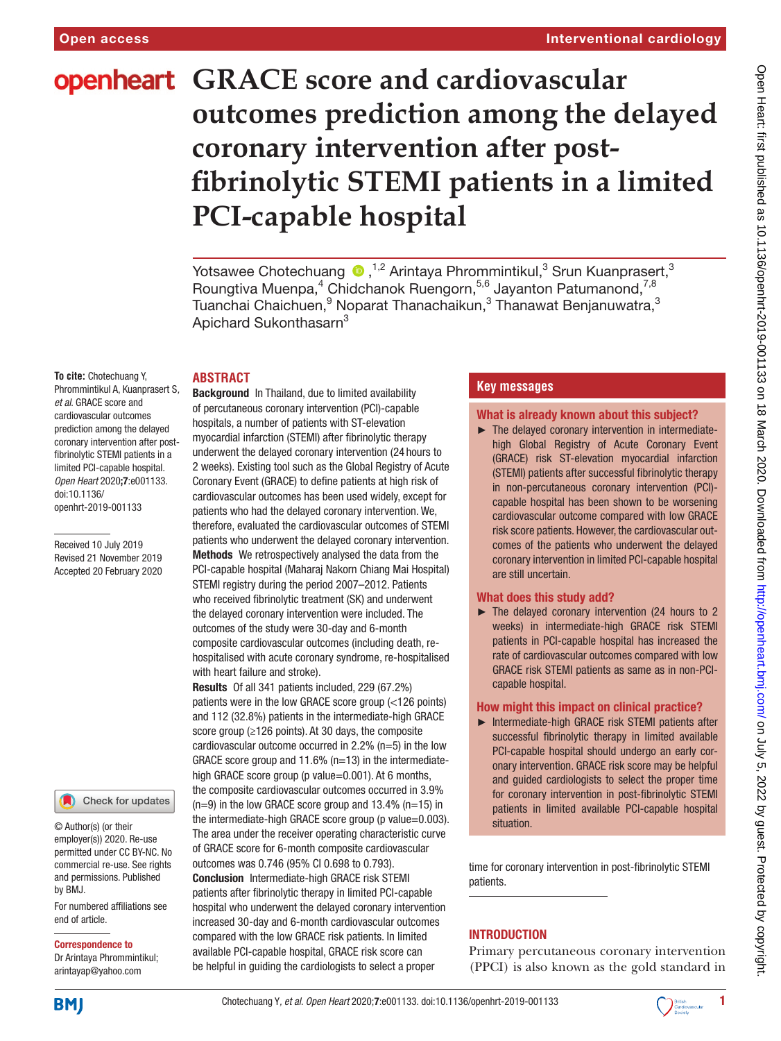# GRACE score and cardiovascular outcomes prediction among the delayed coronary intervention after post-fibrinolytic STEMI patients in a limited PCI-capable hospital

Yotsawee Chotechuang,[1,2] Arintaya Phrommintikul,[3] Srun Kuanprasert,[3] Roungtiva Muenpa,[4] Chidchanok Ruengorn,[5,6] Jayanton Patumanond,[7,8] Tuanchai Chaichuen,[9] Noparat Thanachaikun,[3] Thanawat Benjanuwatra,[3] Apichard Sukonthasarn[3]

**To cite:** Chotechuang Y, Phrommintikul A, Kuanprasert S, *et al*. GRACE score and cardiovascular outcomes prediction among the delayed coronary intervention after post-fibrinolytic STEMI patients in a limited PCI-capable hospital. *Open Heart* 2020;**7**:e001133. doi:10.1136/openhrt-2019-001133

Received 10 July 2019
Revised 21 November 2019
Accepted 20 February 2020

© Author(s) (or their employer(s)) 2020. Re-use permitted under CC BY-NC. No commercial re-use. See rights and permissions. Published by BMJ.

For numbered affiliations see end of article.

**Correspondence to**
Dr Arintaya Phrommintikul; arintayap@yahoo.com

## ABSTRACT

**Background** In Thailand, due to limited availability of percutaneous coronary intervention (PCI)-capable hospitals, a number of patients with ST-elevation myocardial infarction (STEMI) after fibrinolytic therapy underwent the delayed coronary intervention (24 hours to 2 weeks). Existing tool such as the Global Registry of Acute Coronary Event (GRACE) to define patients at high risk of cardiovascular outcomes has been used widely, except for patients who had the delayed coronary intervention. We, therefore, evaluated the cardiovascular outcomes of STEMI patients who underwent the delayed coronary intervention.

**Methods** We retrospectively analysed the data from the PCI-capable hospital (Maharaj Nakorn Chiang Mai Hospital) STEMI registry during the period 2007–2012. Patients who received fibrinolytic treatment (SK) and underwent the delayed coronary intervention were included. The outcomes of the study were 30-day and 6-month composite cardiovascular outcomes (including death, re-hospitalised with acute coronary syndrome, re-hospitalised with heart failure and stroke).

**Results** Of all 341 patients included, 229 (67.2%) patients were in the low GRACE score group (<126 points) and 112 (32.8%) patients in the intermediate-high GRACE score group (≥126 points). At 30 days, the composite cardiovascular outcome occurred in 2.2% (n=5) in the low GRACE score group and 11.6% (n=13) in the intermediate-high GRACE score group (p value=0.001). At 6 months, the composite cardiovascular outcomes occurred in 3.9% (n=9) in the low GRACE score group and 13.4% (n=15) in the intermediate-high GRACE score group (p value=0.003). The area under the receiver operating characteristic curve of GRACE score for 6-month composite cardiovascular outcomes was 0.746 (95% CI 0.698 to 0.793).

**Conclusion** Intermediate-high GRACE risk STEMI patients after fibrinolytic therapy in limited PCI-capable hospital who underwent the delayed coronary intervention increased 30-day and 6-month cardiovascular outcomes compared with the low GRACE risk patients. In limited available PCI-capable hospital, GRACE risk score can be helpful in guiding the cardiologists to select a proper time for coronary intervention in post-fibrinolytic STEMI patients.

## Key messages

### What is already known about this subject?

- The delayed coronary intervention in intermediate-high Global Registry of Acute Coronary Event (GRACE) risk ST-elevation myocardial infarction (STEMI) patients after successful fibrinolytic therapy in non-percutaneous coronary intervention (PCI)-capable hospital has been shown to be worsening cardiovascular outcome compared with low GRACE risk score patients. However, the cardiovascular outcomes of the patients who underwent the delayed coronary intervention in limited PCI-capable hospital are still uncertain.

### What does this study add?

- The delayed coronary intervention (24 hours to 2 weeks) in intermediate-high GRACE risk STEMI patients in PCI-capable hospital has increased the rate of cardiovascular outcomes compared with low GRACE risk STEMI patients as same as in non-PCI-capable hospital.

### How might this impact on clinical practice?

- Intermediate-high GRACE risk STEMI patients after successful fibrinolytic therapy in limited available PCI-capable hospital should undergo an early coronary intervention. GRACE risk score may be helpful and guided cardiologists to select the proper time for coronary intervention in post-fibrinolytic STEMI patients in limited available PCI-capable hospital situation.

## INTRODUCTION

Primary percutaneous coronary intervention (PPCI) is also known as the gold standard in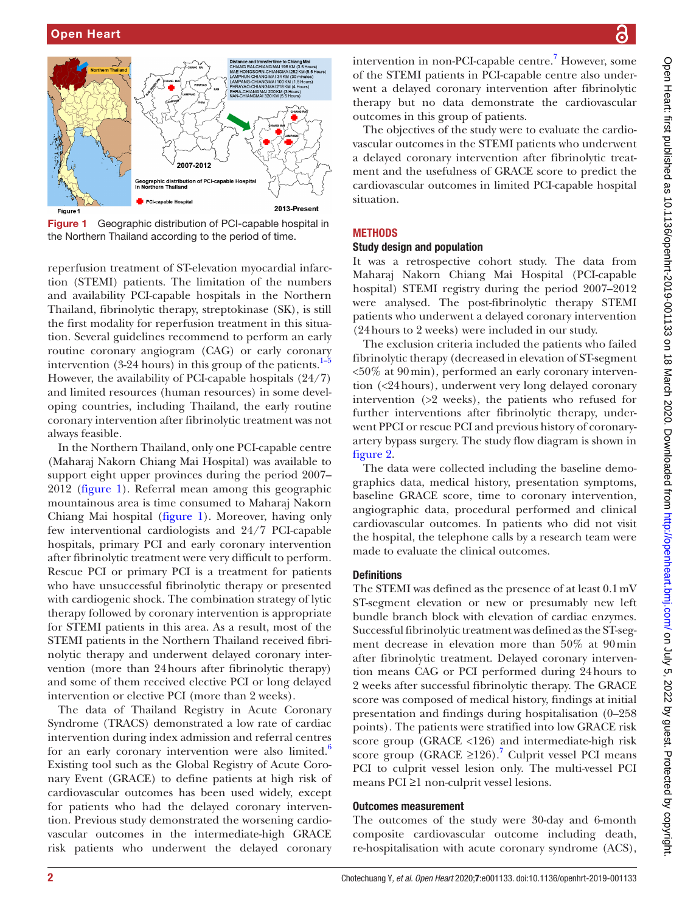Figure 1 Geographic distribution of PCI-capable hospital in the Northern Thailand according to the period of time.

reperfusion treatment of ST-elevation myocardial infarction (STEMI) patients. The limitation of the numbers and availability PCI-capable hospitals in the Northern Thailand, fibrinolytic therapy, streptokinase (SK), is still the first modality for reperfusion treatment in this situation. Several guidelines recommend to perform an early routine coronary angiogram (CAG) or early coronary intervention (3-24 hours) in this group of the patients.[1–5] However, the availability of PCI-capable hospitals (24/7) and limited resources (human resources) in some developing countries, including Thailand, the early routine coronary intervention after fibrinolytic treatment was not always feasible.

In the Northern Thailand, only one PCI-capable centre (Maharaj Nakorn Chiang Mai Hospital) was available to support eight upper provinces during the period 2007–2012 (figure 1). Referral mean among this geographic mountainous area is time consumed to Maharaj Nakorn Chiang Mai hospital (figure 1). Moreover, having only few interventional cardiologists and 24/7 PCI-capable hospitals, primary PCI and early coronary intervention after fibrinolytic treatment were very difficult to perform. Rescue PCI or primary PCI is a treatment for patients who have unsuccessful fibrinolytic therapy or presented with cardiogenic shock. The combination strategy of lytic therapy followed by coronary intervention is appropriate for STEMI patients in this area. As a result, most of the STEMI patients in the Northern Thailand received fibrinolytic therapy and underwent delayed coronary intervention (more than 24 hours after fibrinolytic therapy) and some of them received elective PCI or long delayed intervention or elective PCI (more than 2 weeks).

The data of Thailand Registry in Acute Coronary Syndrome (TRACS) demonstrated a low rate of cardiac intervention during index admission and referral centres for an early coronary intervention were also limited.[6] Existing tool such as the Global Registry of Acute Coronary Event (GRACE) to define patients at high risk of cardiovascular outcomes has been used widely, except for patients who had the delayed coronary intervention. Previous study demonstrated the worsening cardiovascular outcomes in the intermediate-high GRACE risk patients who underwent the delayed coronary intervention in non-PCI-capable centre.[7] However, some of the STEMI patients in PCI-capable centre also underwent a delayed coronary intervention after fibrinolytic therapy but no data demonstrate the cardiovascular outcomes in this group of patients.

The objectives of the study were to evaluate the cardiovascular outcomes in the STEMI patients who underwent a delayed coronary intervention after fibrinolytic treatment and the usefulness of GRACE score to predict the cardiovascular outcomes in limited PCI-capable hospital situation.

## METHODS

### Study design and population

It was a retrospective cohort study. The data from Maharaj Nakorn Chiang Mai Hospital (PCI-capable hospital) STEMI registry during the period 2007–2012 were analysed. The post-fibrinolytic therapy STEMI patients who underwent a delayed coronary intervention (24 hours to 2 weeks) were included in our study.

The exclusion criteria included the patients who failed fibrinolytic therapy (decreased in elevation of ST-segment <50% at 90 min), performed an early coronary intervention (<24 hours), underwent very long delayed coronary intervention (>2 weeks), the patients who refused for further interventions after fibrinolytic therapy, underwent PPCI or rescue PCI and previous history of coronary-artery bypass surgery. The study flow diagram is shown in figure 2.

The data were collected including the baseline demographics data, medical history, presentation symptoms, baseline GRACE score, time to coronary intervention, angiographic data, procedural performed and clinical cardiovascular outcomes. In patients who did not visit the hospital, the telephone calls by a research team were made to evaluate the clinical outcomes.

### Definitions

The STEMI was defined as the presence of at least 0.1 mV ST-segment elevation or new or presumably new left bundle branch block with elevation of cardiac enzymes. Successful fibrinolytic treatment was defined as the ST-segment decrease in elevation more than 50% at 90 min after fibrinolytic treatment. Delayed coronary intervention means CAG or PCI performed during 24 hours to 2 weeks after successful fibrinolytic therapy. The GRACE score was composed of medical history, findings at initial presentation and findings during hospitalisation (0–258 points). The patients were stratified into low GRACE risk score group (GRACE <126) and intermediate-high risk score group (GRACE ≥126).[7] Culprit vessel PCI means PCI to culprit vessel lesion only. The multi-vessel PCI means PCI ≥1 non-culprit vessel lesions.

### Outcomes measurement

The outcomes of the study were 30-day and 6-month composite cardiovascular outcome including death, re-hospitalisation with acute coronary syndrome (ACS),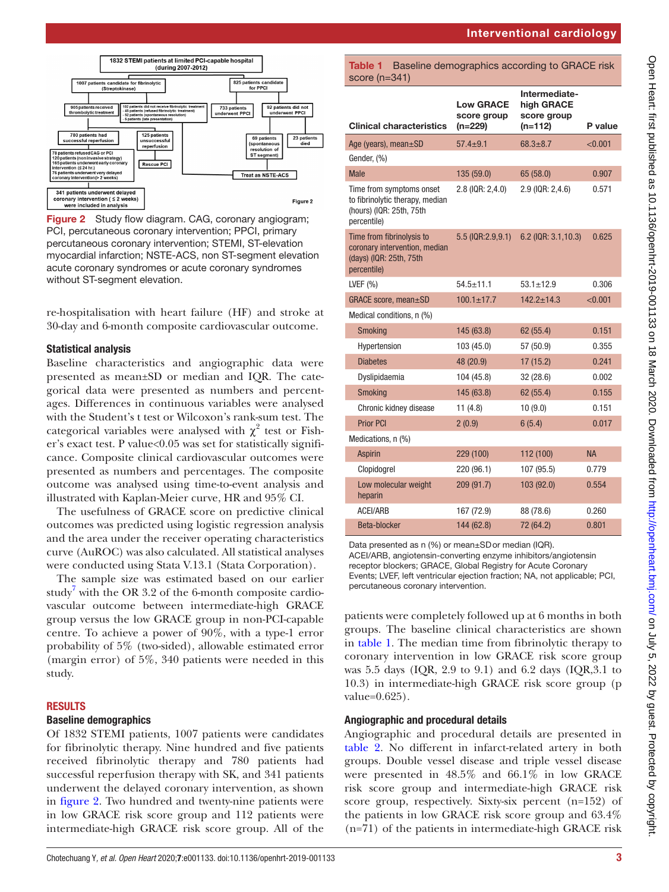Figure 2 Study flow diagram. CAG, coronary angiogram; PCI, percutaneous coronary intervention; PPCI, primary percutaneous coronary intervention; STEMI, ST-elevation myocardial infarction; NSTE-ACS, non ST-segment elevation acute coronary syndromes or acute coronary syndromes without ST-segment elevation.

re-hospitalisation with heart failure (HF) and stroke at 30-day and 6-month composite cardiovascular outcome.

### Statistical analysis

Baseline characteristics and angiographic data were presented as mean±SD or median and IQR. The categorical data were presented as numbers and percentages. Differences in continuous variables were analysed with the Student's t test or Wilcoxon's rank-sum test. The categorical variables were analysed with $\chi^2$ test or Fisher's exact test. P value<0.05 was set for statistically significance. Composite clinical cardiovascular outcomes were presented as numbers and percentages. The composite outcome was analysed using time-to-event analysis and illustrated with Kaplan-Meier curve, HR and 95% CI.

The usefulness of GRACE score on predictive clinical outcomes was predicted using logistic regression analysis and the area under the receiver operating characteristics curve (AuROC) was also calculated. All statistical analyses were conducted using Stata V.13.1 (Stata Corporation).

The sample size was estimated based on our earlier study[7] with the OR 3.2 of the 6-month composite cardiovascular outcome between intermediate-high GRACE group versus the low GRACE group in non-PCI-capable centre. To achieve a power of 90%, with a type-1 error probability of 5% (two-sided), allowable estimated error (margin error) of 5%, 340 patients were needed in this study.

## RESULTS

### Baseline demographics

Of 1832 STEMI patients, 1007 patients were candidates for fibrinolytic therapy. Nine hundred and five patients received fibrinolytic therapy and 780 patients had successful reperfusion therapy with SK, and 341 patients underwent the delayed coronary intervention, as shown in figure 2. Two hundred and twenty-nine patients were in low GRACE risk score group and 112 patients were intermediate-high GRACE risk score group. All of the patients were completely followed up at 6 months in both groups. The baseline clinical characteristics are shown in table 1. The median time from fibrinolytic therapy to coronary intervention in low GRACE risk score group was 5.5 days (IQR, 2.9 to 9.1) and 6.2 days (IQR,3.1 to 10.3) in intermediate-high GRACE risk score group (p value=0.625).

**Table 1** Baseline demographics according to GRACE risk score (n=341)

| Clinical characteristics | Low GRACE score group (n=229) | Intermediate-high GRACE score group (n=112) | P value |
|---|---|---|---|
| Age (years), mean±SD | 57.4±9.1 | 68.3±8.7 | <0.001 |
| Gender, (%) | | | |
| Male | 135 (59.0) | 65 (58.0) | 0.907 |
| Time from symptoms onset to fibrinolytic therapy, median (hours) (IQR: 25th, 75th percentile) | 2.8 (IQR: 2,4.0) | 2.9 (IQR: 2,4.6) | 0.571 |
| Time from fibrinolysis to coronary intervention, median (days) (IQR: 25th, 75th percentile) | 5.5 (IQR:2.9,9.1) | 6.2 (IQR: 3.1,10.3) | 0.625 |
| LVEF (%) | 54.5±11.1 | 53.1±12.9 | 0.306 |
| GRACE score, mean±SD | 100.1±17.7 | 142.2±14.3 | <0.001 |
| Medical conditions, n (%) | | | |
| Smoking | 145 (63.8) | 62 (55.4) | 0.151 |
| Hypertension | 103 (45.0) | 57 (50.9) | 0.355 |
| Diabetes | 48 (20.9) | 17 (15.2) | 0.241 |
| Dyslipidaemia | 104 (45.8) | 32 (28.6) | 0.002 |
| Smoking | 145 (63.8) | 62 (55.4) | 0.155 |
| Chronic kidney disease | 11 (4.8) | 10 (9.0) | 0.151 |
| Prior PCI | 2 (0.9) | 6 (5.4) | 0.017 |
| Medications, n (%) | | | |
| Aspirin | 229 (100) | 112 (100) | NA |
| Clopidogrel | 220 (96.1) | 107 (95.5) | 0.779 |
| Low molecular weight heparin | 209 (91.7) | 103 (92.0) | 0.554 |
| ACEI/ARB | 167 (72.9) | 88 (78.6) | 0.260 |
| Beta-blocker | 144 (62.8) | 72 (64.2) | 0.801 |

Data presented as n (%) or mean±SD or median (IQR).
ACEI/ARB, angiotensin-converting enzyme inhibitors/angiotensin receptor blockers; GRACE, Global Registry for Acute Coronary Events; LVEF, left ventricular ejection fraction; NA, not applicable; PCI, percutaneous coronary intervention.

### Angiographic and procedural details

Angiographic and procedural details are presented in table 2. No different in infarct-related artery in both groups. Double vessel disease and triple vessel disease were presented in 48.5% and 66.1% in low GRACE risk score group and intermediate-high GRACE risk score group, respectively. Sixty-six percent (n=152) of the patients in low GRACE risk score group and 63.4% (n=71) of the patients in intermediate-high GRACE risk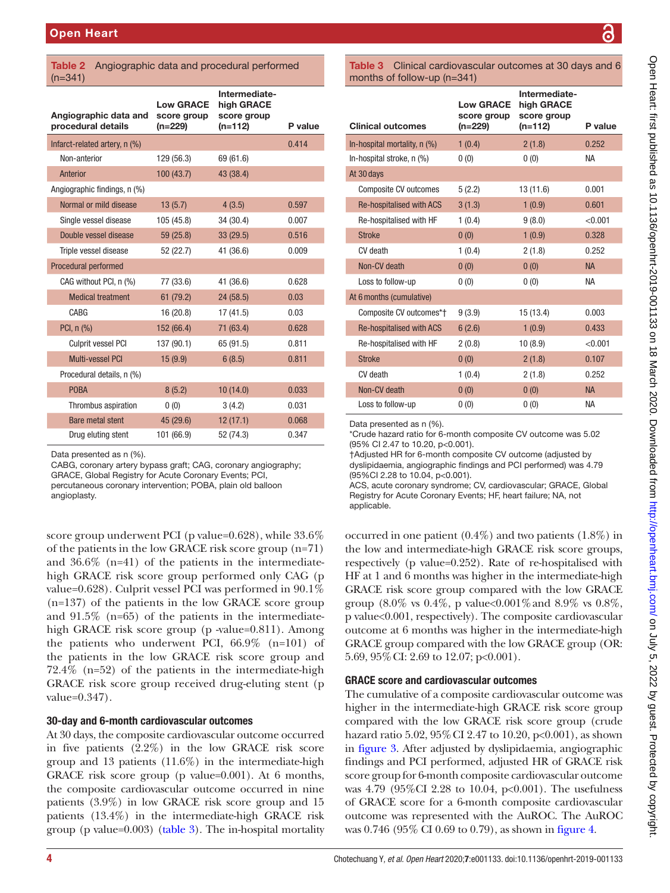**Table 2** Angiographic data and procedural performed (n=341)

| Angiographic data and procedural details | Low GRACE score group (n=229) | Intermediate-high GRACE score group (n=112) | P value |
|---|---|---|---|
| Infarct-related artery, n (%) | | | 0.414 |
| Non-anterior | 129 (56.3) | 69 (61.6) | |
| Anterior | 100 (43.7) | 43 (38.4) | |
| Angiographic findings, n (%) | | | |
| Normal or mild disease | 13 (5.7) | 4 (3.5) | 0.597 |
| Single vessel disease | 105 (45.8) | 34 (30.4) | 0.007 |
| Double vessel disease | 59 (25.8) | 33 (29.5) | 0.516 |
| Triple vessel disease | 52 (22.7) | 41 (36.6) | 0.009 |
| Procedural performed | | | |
| CAG without PCI, n (%) | 77 (33.6) | 41 (36.6) | 0.628 |
| Medical treatment | 61 (79.2) | 24 (58.5) | 0.03 |
| CABG | 16 (20.8) | 17 (41.5) | 0.03 |
| PCI, n (%) | 152 (66.4) | 71 (63.4) | 0.628 |
| Culprit vessel PCI | 137 (90.1) | 65 (91.5) | 0.811 |
| Multi-vessel PCI | 15 (9.9) | 6 (8.5) | 0.811 |
| Procedural details, n (%) | | | |
| POBA | 8 (5.2) | 10 (14.0) | 0.033 |
| Thrombus aspiration | 0 (0) | 3 (4.2) | 0.031 |
| Bare metal stent | 45 (29.6) | 12 (17.1) | 0.068 |
| Drug eluting stent | 101 (66.9) | 52 (74.3) | 0.347 |

Data presented as n (%).
CABG, coronary artery bypass graft; CAG, coronary angiography; GRACE, Global Registry for Acute Coronary Events; PCI, percutaneous coronary intervention; POBA, plain old balloon angioplasty.

score group underwent PCI (p value=0.628), while 33.6% of the patients in the low GRACE risk score group (n=71) and 36.6% (n=41) of the patients in the intermediate-high GRACE risk score group performed only CAG (p value=0.628). Culprit vessel PCI was performed in 90.1% (n=137) of the patients in the low GRACE score group and 91.5% (n=65) of the patients in the intermediate-high GRACE risk score group (p -value=0.811). Among the patients who underwent PCI, 66.9% (n=101) of the patients in the low GRACE risk score group and 72.4% (n=52) of the patients in the intermediate-high GRACE risk score group received drug-eluting stent (p value=0.347).

### 30-day and 6-month cardiovascular outcomes

At 30 days, the composite cardiovascular outcome occurred in five patients (2.2%) in the low GRACE risk score group and 13 patients (11.6%) in the intermediate-high GRACE risk score group (p value=0.001). At 6 months, the composite cardiovascular outcome occurred in nine patients (3.9%) in low GRACE risk score group and 15 patients (13.4%) in the intermediate-high GRACE risk group (p value=0.003) (table 3). The in-hospital mortality occurred in one patient (0.4%) and two patients (1.8%) in the low and intermediate-high GRACE risk score groups, respectively (p value=0.252). Rate of re-hospitalised with HF at 1 and 6 months was higher in the intermediate-high GRACE risk score group compared with the low GRACE group (8.0% vs 0.4%, p value<0.001 and 8.9% vs 0.8%, p value<0.001, respectively). The composite cardiovascular outcome at 6 months was higher in the intermediate-high GRACE group compared with the low GRACE group (OR: 5.69, 95% CI: 2.69 to 12.07; p<0.001).

**Table 3** Clinical cardiovascular outcomes at 30 days and 6 months of follow-up (n=341)

| Clinical outcomes | Low GRACE score group (n=229) | Intermediate-high GRACE score group (n=112) | P value |
|---|---|---|---|
| In-hospital mortality, n (%) | 1 (0.4) | 2 (1.8) | 0.252 |
| In-hospital stroke, n (%) | 0 (0) | 0 (0) | NA |
| At 30 days | | | |
| Composite CV outcomes | 5 (2.2) | 13 (11.6) | 0.001 |
| Re-hospitalised with ACS | 3 (1.3) | 1 (0.9) | 0.601 |
| Re-hospitalised with HF | 1 (0.4) | 9 (8.0) | <0.001 |
| Stroke | 0 (0) | 1 (0.9) | 0.328 |
| CV death | 1 (0.4) | 2 (1.8) | 0.252 |
| Non-CV death | 0 (0) | 0 (0) | NA |
| Loss to follow-up | 0 (0) | 0 (0) | NA |
| At 6 months (cumulative) | | | |
| Composite CV outcomes*† | 9 (3.9) | 15 (13.4) | 0.003 |
| Re-hospitalised with ACS | 6 (2.6) | 1 (0.9) | 0.433 |
| Re-hospitalised with HF | 2 (0.8) | 10 (8.9) | <0.001 |
| Stroke | 0 (0) | 2 (1.8) | 0.107 |
| CV death | 1 (0.4) | 2 (1.8) | 0.252 |
| Non-CV death | 0 (0) | 0 (0) | NA |
| Loss to follow-up | 0 (0) | 0 (0) | NA |

Data presented as n (%).
*Crude hazard ratio for 6-month composite CV outcome was 5.02 (95% CI 2.47 to 10.20, p<0.001).
†Adjusted HR for 6-month composite CV outcome (adjusted by dyslipidaemia, angiographic findings and PCI performed) was 4.79 (95%CI 2.28 to 10.04, p<0.001).
ACS, acute coronary syndrome; CV, cardiovascular; GRACE, Global Registry for Acute Coronary Events; HF, heart failure; NA, not applicable.

### GRACE score and cardiovascular outcomes

The cumulative of a composite cardiovascular outcome was higher in the intermediate-high GRACE risk score group compared with the low GRACE risk score group (crude hazard ratio 5.02, 95% CI 2.47 to 10.20, p<0.001), as shown in figure 3. After adjusted by dyslipidaemia, angiographic findings and PCI performed, adjusted HR of GRACE risk score group for 6-month composite cardiovascular outcome was 4.79 (95%CI 2.28 to 10.04, p<0.001). The usefulness of GRACE score for a 6-month composite cardiovascular outcome was represented with the AuROC. The AuROC was 0.746 (95% CI 0.69 to 0.79), as shown in figure 4.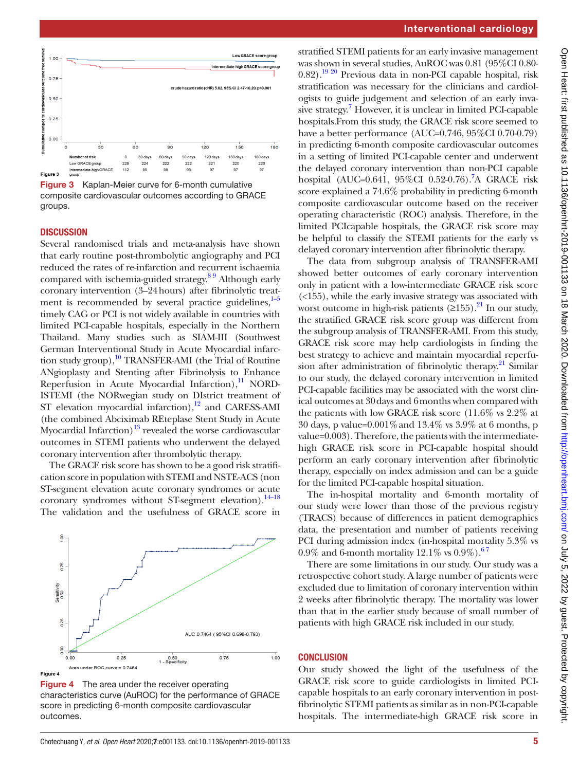Figure 3 Kaplan-Meier curve for 6-month cumulative composite cardiovascular outcomes according to GRACE groups.

## DISCUSSION

Several randomised trials and meta-analysis have shown that early routine post-thrombolytic angiography and PCI reduced the rates of re-infarction and recurrent ischaemia compared with ischemia-guided strategy.[8 9] Although early coronary intervention (3–24 hours) after fibrinolytic treatment is recommended by several practice guidelines,[1–5] timely CAG or PCI is not widely available in countries with limited PCI-capable hospitals, especially in the Northern Thailand. Many studies such as SIAM-III (Southwest German Interventional Study in Acute Myocardial infarction study group),[10] TRANSFER-AMI (the Trial of Routine ANgioplasty and Stenting after Fibrinolysis to Enhance Reperfusion in Acute Myocardial Infarction),[11] NORDISTEMI (the NORwegian study on DIstrict treatment of ST elevation myocardial infarction),[12] and CARESS-AMI (the combined Abciximab REteplase Stent Study in Acute Myocardial Infarction)[13] revealed the worse cardiovascular outcomes in STEMI patients who underwent the delayed coronary intervention after thrombolytic therapy.

The GRACE risk score has shown to be a good risk stratification score in population with STEMI and NSTE-ACS (non ST-segment elevation acute coronary syndromes or acute coronary syndromes without ST-segment elevation).[14–18] The validation and the usefulness of GRACE score in stratified STEMI patients for an early invasive management was shown in several studies, AuROC was 0.81 (95%CI 0.80-0.82).[19 20] Previous data in non-PCI capable hospital, risk stratification was necessary for the clinicians and cardiologists to guide judgement and selection of an early invasive strategy.[7] However, it is unclear in limited PCI-capable hospitals.From this study, the GRACE risk score seemed to have a better performance (AUC=0.746, 95%CI 0.70-0.79) in predicting 6-month composite cardiovascular outcomes in a setting of limited PCI-capable center and underwent the delayed coronary intervention than non-PCI capable hospital (AUC=0.641, 95%CI 0.52-0.76).[7]A GRACE risk score explained a 74.6% probability in predicting 6-month composite cardiovascular outcome based on the receiver operating characteristic (ROC) analysis. Therefore, in the limited PCIcapable hospitals, the GRACE risk score may be helpful to classify the STEMI patients for the early vs delayed coronary intervention after fibrinolytic therapy.

The data from subgroup analysis of TRANSFER-AMI showed better outcomes of early coronary intervention only in patient with a low-intermediate GRACE risk score (<155), while the early invasive strategy was associated with worst outcome in high-risk patients (≥155).[21] In our study, the stratified GRACE risk score group was different from the subgroup analysis of TRANSFER-AMI. From this study, GRACE risk score may help cardiologists in finding the best strategy to achieve and maintain myocardial reperfusion after administration of fibrinolytic therapy.[21] Similar to our study, the delayed coronary intervention in limited PCI-capable facilities may be associated with the worst clinical outcomes at 30 days and 6 months when compared with the patients with low GRACE risk score (11.6% vs 2.2% at 30 days, p value=0.001% and 13.4% vs 3.9% at 6 months, p value=0.003). Therefore, the patients with the intermediate-high GRACE risk score in PCI-capable hospital should perform an early coronary intervention after fibrinolytic therapy, especially on index admission and can be a guide for the limited PCI-capable hospital situation.

The in-hospital mortality and 6-month mortality of our study were lower than those of the previous registry (TRACS) because of differences in patient demographics data, the presentation and number of patients receiving PCI during admission index (in-hospital mortality 5.3% vs 0.9% and 6-month mortality 12.1% vs 0.9%).[6 7]

There are some limitations in our study. Our study was a retrospective cohort study. A large number of patients were excluded due to limitation of coronary intervention within 2 weeks after fibrinolytic therapy. The mortality was lower than that in the earlier study because of small number of patients with high GRACE risk included in our study.

Figure 4 The area under the receiver operating characteristics curve (AuROC) for the performance of GRACE score in predicting 6-month composite cardiovascular outcomes.

## CONCLUSION

Our study showed the light of the usefulness of the GRACE risk score to guide cardiologists in limited PCI-capable hospitals to an early coronary intervention in post-fibrinolytic STEMI patients as similar as in non-PCI-capable hospitals. The intermediate-high GRACE risk score in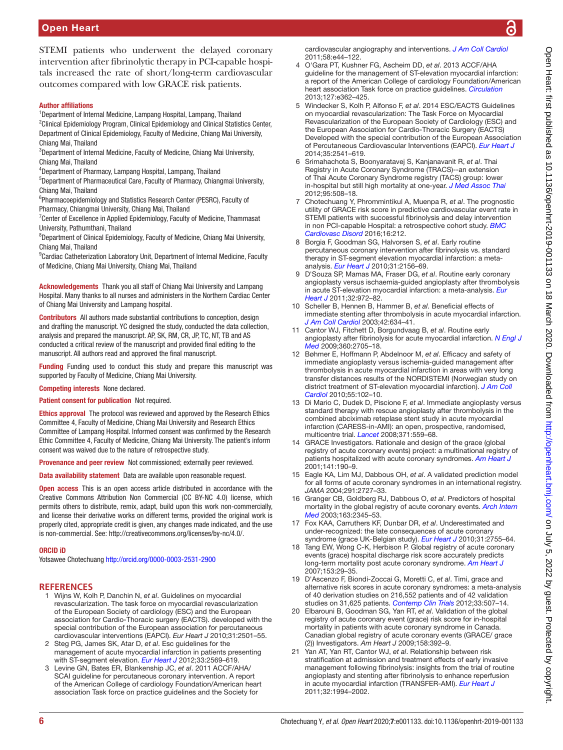STEMI patients who underwent the delayed coronary intervention after fibrinolytic therapy in PCI-capable hospitals increased the rate of short/long-term cardiovascular outcomes compared with low GRACE risk patients.

**Author affiliations**

[1]Department of Internal Medicine, Lampang Hospital, Lampang, Thailand
[2]Clinical Epidemiology Program, Clinical Epidemiology and Clinical Statistics Center, Department of Clinical Epidemiology, Faculty of Medicine, Chiang Mai University, Chiang Mai, Thailand
[3]Department of Internal Medicine, Faculty of Medicine, Chiang Mai University, Chiang Mai, Thailand
[4]Department of Pharmacy, Lampang Hospital, Lampang, Thailand
[5]Department of Pharmaceutical Care, Faculty of Pharmacy, Chiangmai University, Chiang Mai, Thailand
[6]Pharmacoepidemiology and Statistics Research Center (PESRC), Faculty of Pharmacy, Chiangmai University, Chiang Mai, Thailand
[7]Center of Excellence in Applied Epidemiology, Faculty of Medicine, Thammasat University, Pathumthani, Thailand
[8]Department of Clinical Epidemiology, Faculty of Medicine, Chiang Mai University, Chiang Mai, Thailand
[9]Cardiac Catheterization Laboratory Unit, Department of Internal Medicine, Faculty of Medicine, Chiang Mai University, Chiang Mai, Thailand

**Acknowledgements** Thank you all staff of Chiang Mai University and Lampang Hospital. Many thanks to all nurses and administers in the Northern Cardiac Center of Chiang Mai University and Lampang hospital.

**Contributors** All authors made substantial contributions to conception, design and drafting the manuscript. YC designed the study, conducted the data collection, analysis and prepared the manuscript. AP, SK, RM, CR, JP, TC, NT, TB and AS conducted a critical review of the manuscript and provided final editing to the manuscript. All authors read and approved the final manuscript.

**Funding** Funding used to conduct this study and prepare this manuscript was supported by Faculty of Medicine, Chiang Mai University.

**Competing interests** None declared.

**Patient consent for publication** Not required.

**Ethics approval** The protocol was reviewed and approved by the Research Ethics Committee 4, Faculty of Medicine, Chiang Mai University and Research Ethics Committee of Lampang Hospital. Informed consent was confirmed by the Research Ethic Committee 4, Faculty of Medicine, Chiang Mai University. The patient's inform consent was waived due to the nature of retrospective study.

**Provenance and peer review** Not commissioned; externally peer reviewed.

**Data availability statement** Data are available upon reasonable request.

**Open access** This is an open access article distributed in accordance with the Creative Commons Attribution Non Commercial (CC BY-NC 4.0) license, which permits others to distribute, remix, adapt, build upon this work non-commercially, and license their derivative works on different terms, provided the original work is properly cited, appropriate credit is given, any changes made indicated, and the use is non-commercial. See: http://creativecommons.org/licenses/by-nc/4.0/.

**ORCID iD**

Yotsawee Chotechuang http://orcid.org/0000-0003-2531-2900

## REFERENCES

1. Wijns W, Kolh P, Danchin N, *et al*. Guidelines on myocardial revascularization. The task force on myocardial revascularization of the European Society of cardiology (ESC) and the European association for Cardio-Thoracic surgery (EACTS). developed with the special contribution of the European association for percutaneous cardiovascular interventions (EAPCI). *Eur Heart J* 2010;31:2501–55.
2. Steg PG, James SK, Atar D, *et al*. Esc guidelines for the management of acute myocardial infarction in patients presenting with ST-segment elevation. *Eur Heart J* 2012;33:2569–619.
3. Levine GN, Bates ER, Blankenship JC, *et al*. 2011 ACCF/AHA/SCAI guideline for percutaneous coronary intervention. A report of the American College of cardiology Foundation/American heart association Task force on practice guidelines and the Society for cardiovascular angiography and interventions. *J Am Coll Cardiol* 2011;58:e44–122.
4. O'Gara PT, Kushner FG, Ascheim DD, *et al*. 2013 ACCF/AHA guideline for the management of ST-elevation myocardial infarction: a report of the American College of cardiology Foundation/American heart association Task force on practice guidelines. *Circulation* 2013;127:e362–425.
5. Windecker S, Kolh P, Alfonso F, *et al*. 2014 ESC/EACTS Guidelines on myocardial revascularization: The Task Force on Myocardial Revascularization of the European Society of Cardiology (ESC) and the European Association for Cardio-Thoracic Surgery (EACTS) Developed with the special contribution of the European Association of Percutaneous Cardiovascular Interventions (EAPCI). *Eur Heart J* 2014;35:2541–619.
6. Srimahachota S, Boonyaratavej S, Kanjanavanit R, *et al*. Thai Registry in Acute Coronary Syndrome (TRACS)--an extension of Thai Acute Coronary Syndrome registry (TACS) group: lower in-hospital but still high mortality at one-year. *J Med Assoc Thai* 2012;95:508–18.
7. Chotechuang Y, Phrommintikul A, Muenpa R, *et al*. The prognostic utility of GRACE risk score in predictive cardiovascular event rate in STEMI patients with successful fibrinolysis and delay intervention in non PCI-capable Hospital: a retrospective cohort study. *BMC Cardiovasc Disord* 2016;16:212.
8. Borgia F, Goodman SG, Halvorsen S, *et al*. Early routine percutaneous coronary intervention after fibrinolysis vs. standard therapy in ST-segment elevation myocardial infarction: a meta-analysis. *Eur Heart J* 2010;31:2156–69.
9. D'Souza SP, Mamas MA, Fraser DG, *et al*. Routine early coronary angioplasty versus ischaemia-guided angioplasty after thrombolysis in acute ST-elevation myocardial infarction: a meta-analysis. *Eur Heart J* 2011;32:972–82.
10. Scheller B, Hennen B, Hammer B, *et al*. Beneficial effects of immediate stenting after thrombolysis in acute myocardial infarction. *J Am Coll Cardiol* 2003;42:634–41.
11. Cantor WJ, Fitchett D, Borgundvaag B, *et al*. Routine early angioplasty after fibrinolysis for acute myocardial infarction. *N Engl J Med* 2009;360:2705–18.
12. Bøhmer E, Hoffmann P, Abdelnoor M, *et al*. Efficacy and safety of immediate angioplasty versus ischemia-guided management after thrombolysis in acute myocardial infarction in areas with very long transfer distances results of the NORDISTEMI (Norwegian study on district treatment of ST-elevation myocardial infarction). *J Am Coll Cardiol* 2010;55:102–10.
13. Di Mario C, Dudek D, Piscione F, *et al*. Immediate angioplasty versus standard therapy with rescue angioplasty after thrombolysis in the combined abciximab reteplase stent study in acute myocardial infarction (CARESS-in-AMI): an open, prospective, randomised, multicentre trial. *Lancet* 2008;371:559–68.
14. GRACE Investigators. Rationale and design of the grace (global registry of acute coronary events) project: a multinational registry of patients hospitalized with acute coronary syndromes. *Am Heart J* 2001;141:190–9.
15. Eagle KA, Lim MJ, Dabbous OH, *et al*. A validated prediction model for all forms of acute coronary syndromes in an international registry. *JAMA* 2004;291:2727–33.
16. Granger CB, Goldberg RJ, Dabbous O, *et al*. Predictors of hospital mortality in the global registry of acute coronary events. *Arch Intern Med* 2003;163:2345–53.
17. Fox KAA, Carrutthers KF, Dunbar DR, *et al*. Underestimated and under-recognized: the late consequences of acute coronary syndrome (grace UK-Belgian study). *Eur Heart J* 2010;31:2755–64.
18. Tang EW, Wong C-K, Herbison P. Global registry of acute coronary events (grace) hospital discharge risk score accurately predicts long-term mortality post acute coronary syndrome. *Am Heart J* 2007;153:29–35.
19. D'Ascenzo F, Biondi-Zoccai G, Moretti C, *et al*. Timi, grace and alternative risk scores in acute coronary syndromes: a meta-analysis of 40 derivation studies on 216,552 patients and of 42 validation studies on 31,625 patients. *Contemp Clin Trials* 2012;33:507–14.
20. Elbarouni B, Goodman SG, Yan RT, *et al*. Validation of the global registry of acute coronary event (grace) risk score for in-hospital mortality in patients with acute coronary syndrome in Canada. Canadian global registry of acute coronary events (GRACE/ grace (2)) Investigators. *Am Heart J* 2009;158:392–9.
21. Yan AT, Yan RT, Cantor WJ, *et al*. Relationship between risk stratification at admission and treatment effects of early invasive management following fibrinolysis: insights from the trial of routine angioplasty and stenting after fibrinolysis to enhance reperfusion in acute myocardial infarction (TRANSFER-AMI). *Eur Heart J* 2011;32:1994–2002.